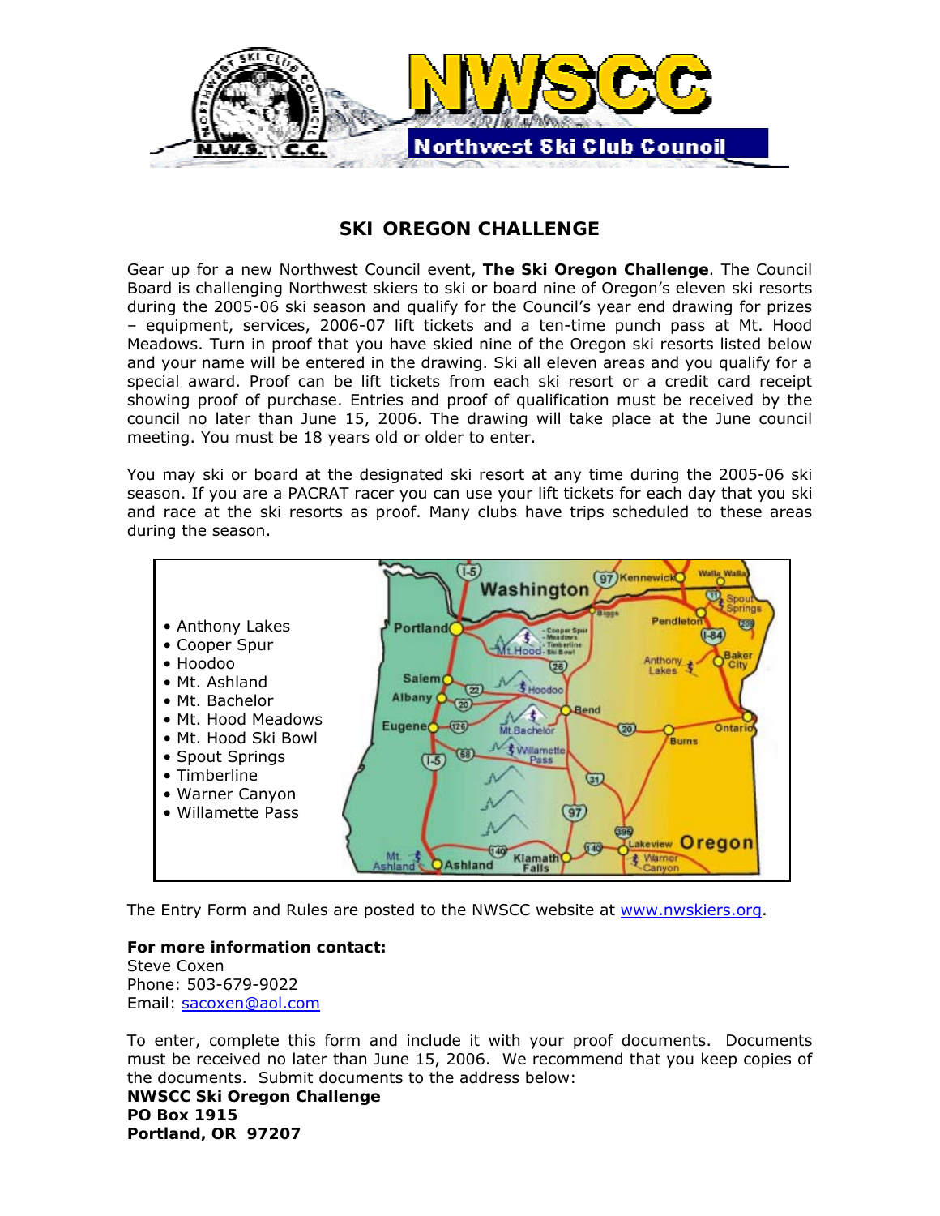# NWSCC
## Northwest Ski Club Council

## SKI OREGON CHALLENGE

Gear up for a new Northwest Council event, **The Ski Oregon Challenge**. The Council Board is challenging Northwest skiers to ski or board nine of Oregon's eleven ski resorts during the 2005-06 ski season and qualify for the Council's year end drawing for prizes – equipment, services, 2006-07 lift tickets and a ten-time punch pass at Mt. Hood Meadows. Turn in proof that you have skied nine of the Oregon ski resorts listed below and your name will be entered in the drawing. Ski all eleven areas and you qualify for a special award. Proof can be lift tickets from each ski resort or a credit card receipt showing proof of purchase. Entries and proof of qualification must be received by the council no later than June 15, 2006. The drawing will take place at the June council meeting. You must be 18 years old or older to enter.

You may ski or board at the designated ski resort at any time during the 2005-06 ski season. If you are a PACRAT racer you can use your lift tickets for each day that you ski and race at the ski resorts as proof. Many clubs have trips scheduled to these areas during the season.

- Anthony Lakes
- Cooper Spur
- Hoodoo
- Mt. Ashland
- Mt. Bachelor
- Mt. Hood Meadows
- Mt. Hood Ski Bowl
- Spout Springs
- Timberline
- Warner Canyon
- Willamette Pass

The Entry Form and Rules are posted to the NWSCC website at www.nwskiers.org.

**For more information contact:**
Steve Coxen
Phone: 503-679-9022
Email: sacoxen@aol.com

To enter, complete this form and include it with your proof documents. Documents must be received no later than June 15, 2006. We recommend that you keep copies of the documents. Submit documents to the address below:

**NWSCC Ski Oregon Challenge**
**PO Box 1915**
**Portland, OR 97207**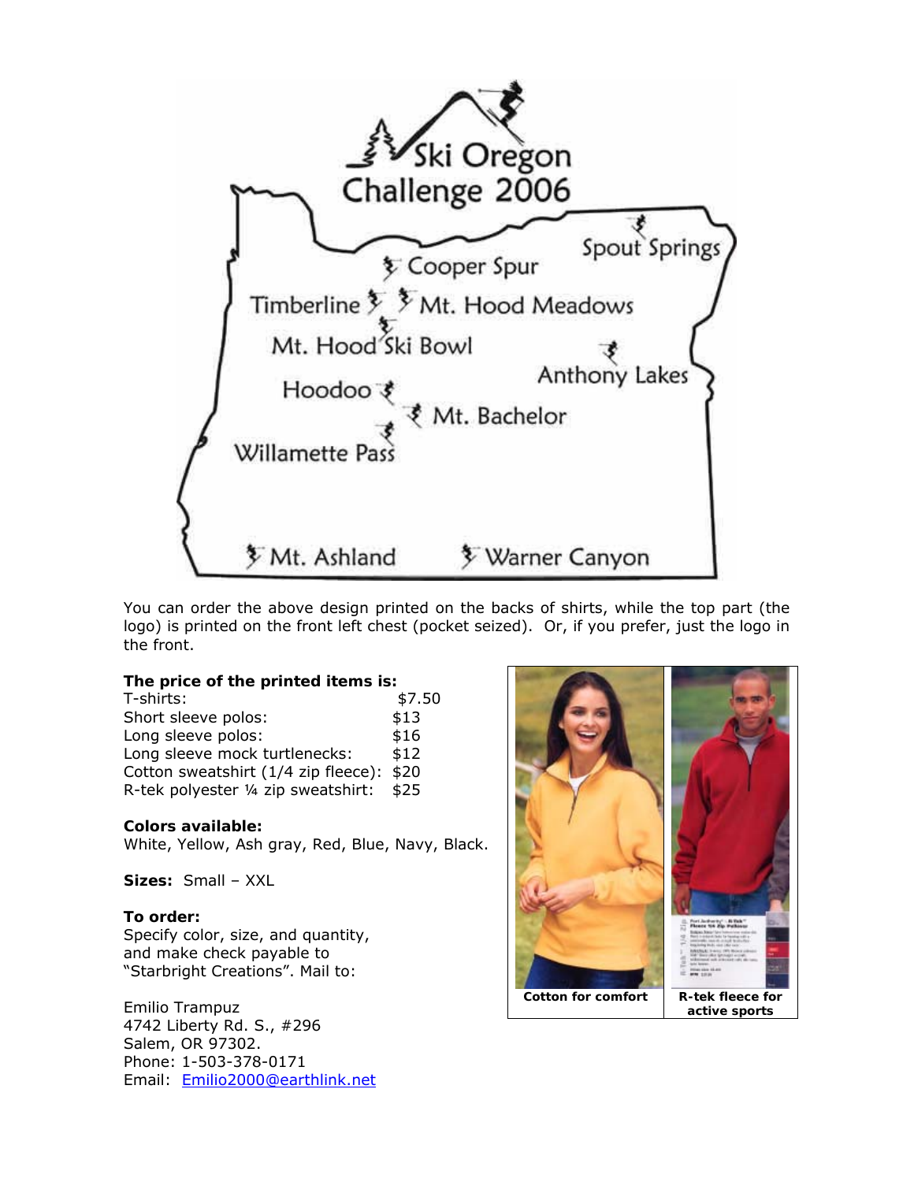Ski Oregon Challenge 2006

Spout Springs

Cooper Spur

Timberline

Mt. Hood Meadows

Mt. Hood Ski Bowl

Anthony Lakes

Hoodoo

Mt. Bachelor

Willamette Pass

Mt. Ashland

Warner Canyon

You can order the above design printed on the backs of shirts, while the top part (the logo) is printed on the front left chest (pocket seized). Or, if you prefer, just the logo in the front.

**The price of the printed items is:**

| | |
|---|---|
| T-shirts: | $7.50 |
| Short sleeve polos: | $13 |
| Long sleeve polos: | $16 |
| Long sleeve mock turtlenecks: | $12 |
| Cotton sweatshirt (1/4 zip fleece): | $20 |
| R-tek polyester ¼ zip sweatshirt: | $25 |

**Colors available:**
White, Yellow, Ash gray, Red, Blue, Navy, Black.

**Sizes:** Small – XXL

**To order:**
Specify color, size, and quantity, and make check payable to "Starbright Creations". Mail to:

Emilio Trampuz
4742 Liberty Rd. S., #296
Salem, OR 97302.
Phone: 1-503-378-0171
Email: Emilio2000@earthlink.net

**Cotton for comfort**

**R-tek fleece for active sports**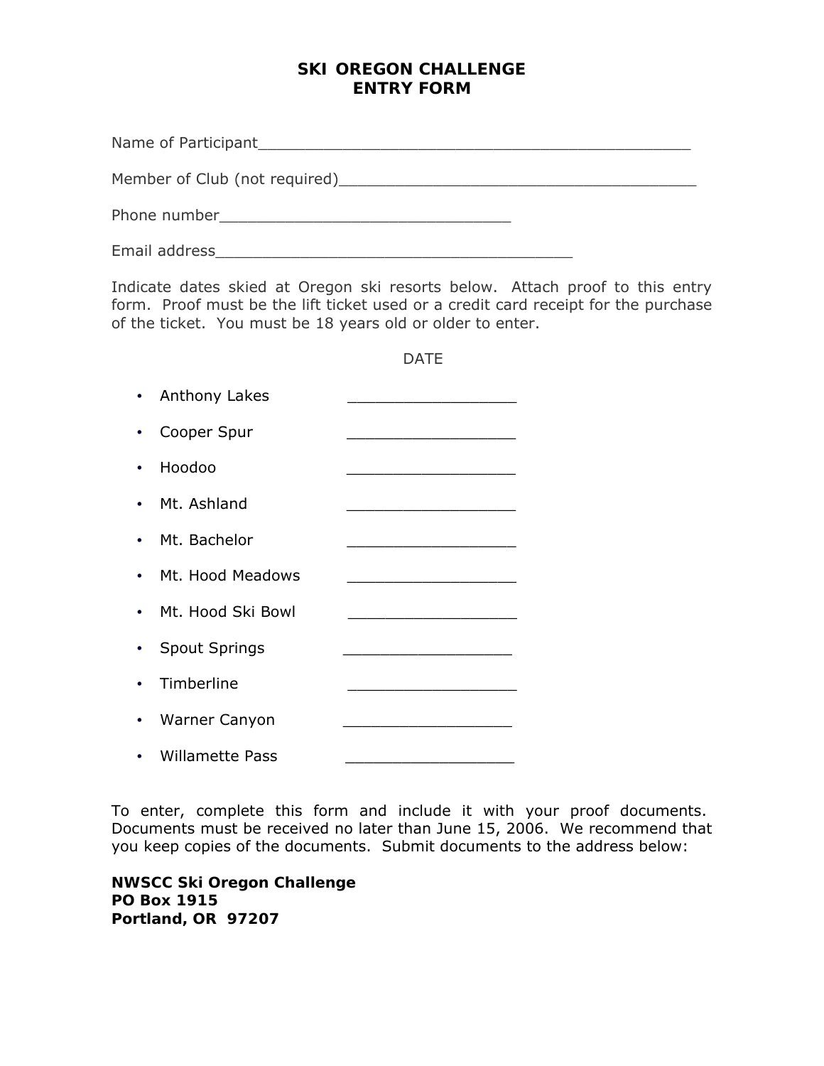# SKI OREGON CHALLENGE
# ENTRY FORM

Name of Participant_______________________________________________

Member of Club (not required)________________________________________

Phone number________________________________

Email address_______________________________________

Indicate dates skied at Oregon ski resorts below. Attach proof to this entry form. Proof must be the lift ticket used or a credit card receipt for the purchase of the ticket. You must be 18 years old or older to enter.

| | DATE |
|---|---|
| • Anthony Lakes | __________________ |
| • Cooper Spur | __________________ |
| • Hoodoo | __________________ |
| • Mt. Ashland | __________________ |
| • Mt. Bachelor | __________________ |
| • Mt. Hood Meadows | __________________ |
| • Mt. Hood Ski Bowl | __________________ |
| • Spout Springs | __________________ |
| • Timberline | __________________ |
| • Warner Canyon | __________________ |
| • Willamette Pass | __________________ |

To enter, complete this form and include it with your proof documents. Documents must be received no later than June 15, 2006. We recommend that you keep copies of the documents. Submit documents to the address below:

**NWSCC Ski Oregon Challenge**
**PO Box 1915**
**Portland, OR 97207**